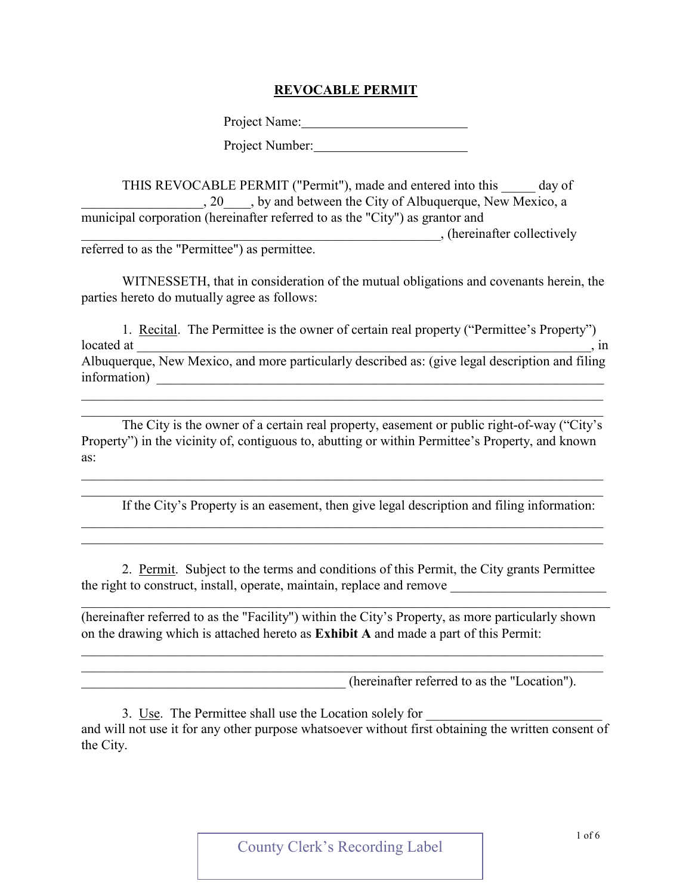# **REVOCABLE PERMIT**

Project Name:_________________________

Project Number:_______________________

THIS REVOCABLE PERMIT ("Permit"), made and entered into this _____ day of __________________, 20____, by and between the City of Albuquerque, New Mexico, a municipal corporation (hereinafter referred to as the "City") as grantor and _______________________________________________________, (hereinafter collectively referred to as the "Permittee") as permittee.

WITNESSETH, that in consideration of the mutual obligations and covenants herein, the parties hereto do mutually agree as follows:

1. Recital. The Permittee is the owner of certain real property ("Permittee's Property") located at ____________________________________________________________________, in Albuquerque, New Mexico, and more particularly described as: (give legal description and filing information) ____________________________________________________________________
________________________________________________________________________________
________________________________________________________________________________

The City is the owner of a certain real property, easement or public right-of-way ("City's Property") in the vicinity of, contiguous to, abutting or within Permittee's Property, and known as:

________________________________________________________________________________
________________________________________________________________________________

If the City's Property is an easement, then give legal description and filing information:
________________________________________________________________________________
________________________________________________________________________________

2. Permit. Subject to the terms and conditions of this Permit, the City grants Permittee the right to construct, install, operate, maintain, replace and remove _______________________
________________________________________________________________________________
(hereinafter referred to as the "Facility") within the City's Property, as more particularly shown on the drawing which is attached hereto as **Exhibit A** and made a part of this Permit:

________________________________________________________________________________
________________________________________________________________________________
________________________________________ (hereinafter referred to as the "Location").

3. Use. The Permittee shall use the Location solely for __________________________ and will not use it for any other purpose whatsoever without first obtaining the written consent of the City.

County Clerk's Recording Label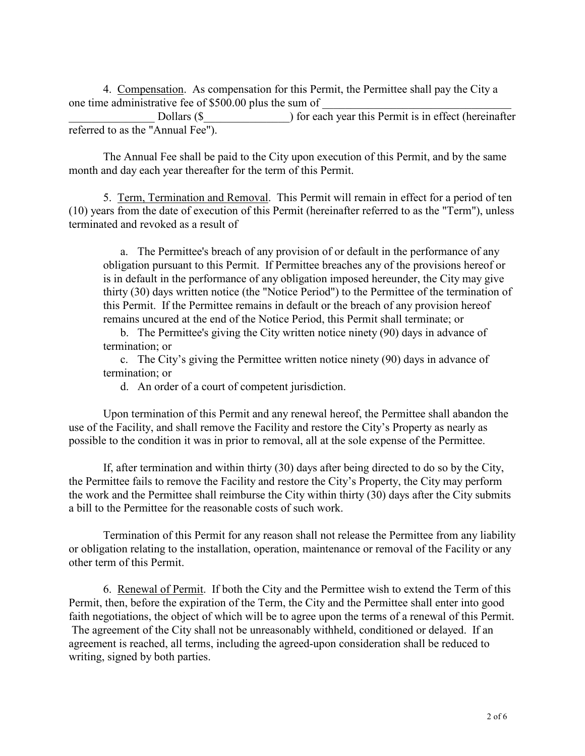4. Compensation. As compensation for this Permit, the Permittee shall pay the City a one time administrative fee of $500.00 plus the sum of ______________________________ ______________ Dollars ($______________) for each year this Permit is in effect (hereinafter referred to as the "Annual Fee").

The Annual Fee shall be paid to the City upon execution of this Permit, and by the same month and day each year thereafter for the term of this Permit.

5. Term, Termination and Removal. This Permit will remain in effect for a period of ten (10) years from the date of execution of this Permit (hereinafter referred to as the "Term"), unless terminated and revoked as a result of

a. The Permittee's breach of any provision of or default in the performance of any obligation pursuant to this Permit. If Permittee breaches any of the provisions hereof or is in default in the performance of any obligation imposed hereunder, the City may give thirty (30) days written notice (the "Notice Period") to the Permittee of the termination of this Permit. If the Permittee remains in default or the breach of any provision hereof remains uncured at the end of the Notice Period, this Permit shall terminate; or

b. The Permittee's giving the City written notice ninety (90) days in advance of termination; or

c. The City's giving the Permittee written notice ninety (90) days in advance of termination; or

d. An order of a court of competent jurisdiction.

Upon termination of this Permit and any renewal hereof, the Permittee shall abandon the use of the Facility, and shall remove the Facility and restore the City's Property as nearly as possible to the condition it was in prior to removal, all at the sole expense of the Permittee.

If, after termination and within thirty (30) days after being directed to do so by the City, the Permittee fails to remove the Facility and restore the City's Property, the City may perform the work and the Permittee shall reimburse the City within thirty (30) days after the City submits a bill to the Permittee for the reasonable costs of such work.

Termination of this Permit for any reason shall not release the Permittee from any liability or obligation relating to the installation, operation, maintenance or removal of the Facility or any other term of this Permit.

6. Renewal of Permit. If both the City and the Permittee wish to extend the Term of this Permit, then, before the expiration of the Term, the City and the Permittee shall enter into good faith negotiations, the object of which will be to agree upon the terms of a renewal of this Permit. The agreement of the City shall not be unreasonably withheld, conditioned or delayed. If an agreement is reached, all terms, including the agreed-upon consideration shall be reduced to writing, signed by both parties.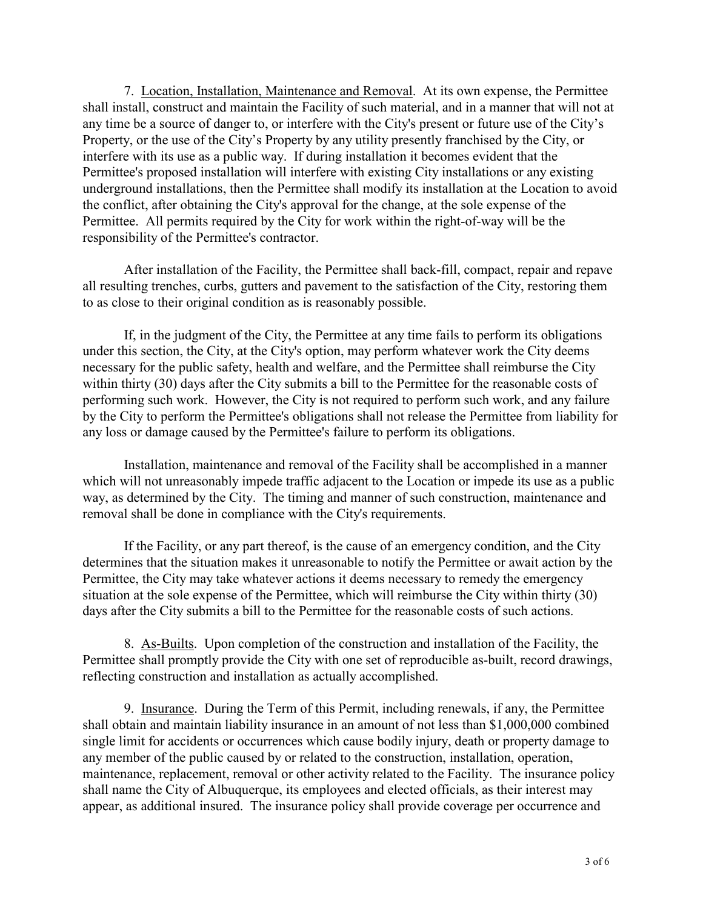7. Location, Installation, Maintenance and Removal. At its own expense, the Permittee shall install, construct and maintain the Facility of such material, and in a manner that will not at any time be a source of danger to, or interfere with the City's present or future use of the City's Property, or the use of the City's Property by any utility presently franchised by the City, or interfere with its use as a public way. If during installation it becomes evident that the Permittee's proposed installation will interfere with existing City installations or any existing underground installations, then the Permittee shall modify its installation at the Location to avoid the conflict, after obtaining the City's approval for the change, at the sole expense of the Permittee. All permits required by the City for work within the right-of-way will be the responsibility of the Permittee's contractor.

After installation of the Facility, the Permittee shall back-fill, compact, repair and repave all resulting trenches, curbs, gutters and pavement to the satisfaction of the City, restoring them to as close to their original condition as is reasonably possible.

If, in the judgment of the City, the Permittee at any time fails to perform its obligations under this section, the City, at the City's option, may perform whatever work the City deems necessary for the public safety, health and welfare, and the Permittee shall reimburse the City within thirty (30) days after the City submits a bill to the Permittee for the reasonable costs of performing such work. However, the City is not required to perform such work, and any failure by the City to perform the Permittee's obligations shall not release the Permittee from liability for any loss or damage caused by the Permittee's failure to perform its obligations.

Installation, maintenance and removal of the Facility shall be accomplished in a manner which will not unreasonably impede traffic adjacent to the Location or impede its use as a public way, as determined by the City. The timing and manner of such construction, maintenance and removal shall be done in compliance with the City's requirements.

If the Facility, or any part thereof, is the cause of an emergency condition, and the City determines that the situation makes it unreasonable to notify the Permittee or await action by the Permittee, the City may take whatever actions it deems necessary to remedy the emergency situation at the sole expense of the Permittee, which will reimburse the City within thirty (30) days after the City submits a bill to the Permittee for the reasonable costs of such actions.

8. As-Builts. Upon completion of the construction and installation of the Facility, the Permittee shall promptly provide the City with one set of reproducible as-built, record drawings, reflecting construction and installation as actually accomplished.

9. Insurance. During the Term of this Permit, including renewals, if any, the Permittee shall obtain and maintain liability insurance in an amount of not less than $1,000,000 combined single limit for accidents or occurrences which cause bodily injury, death or property damage to any member of the public caused by or related to the construction, installation, operation, maintenance, replacement, removal or other activity related to the Facility. The insurance policy shall name the City of Albuquerque, its employees and elected officials, as their interest may appear, as additional insured. The insurance policy shall provide coverage per occurrence and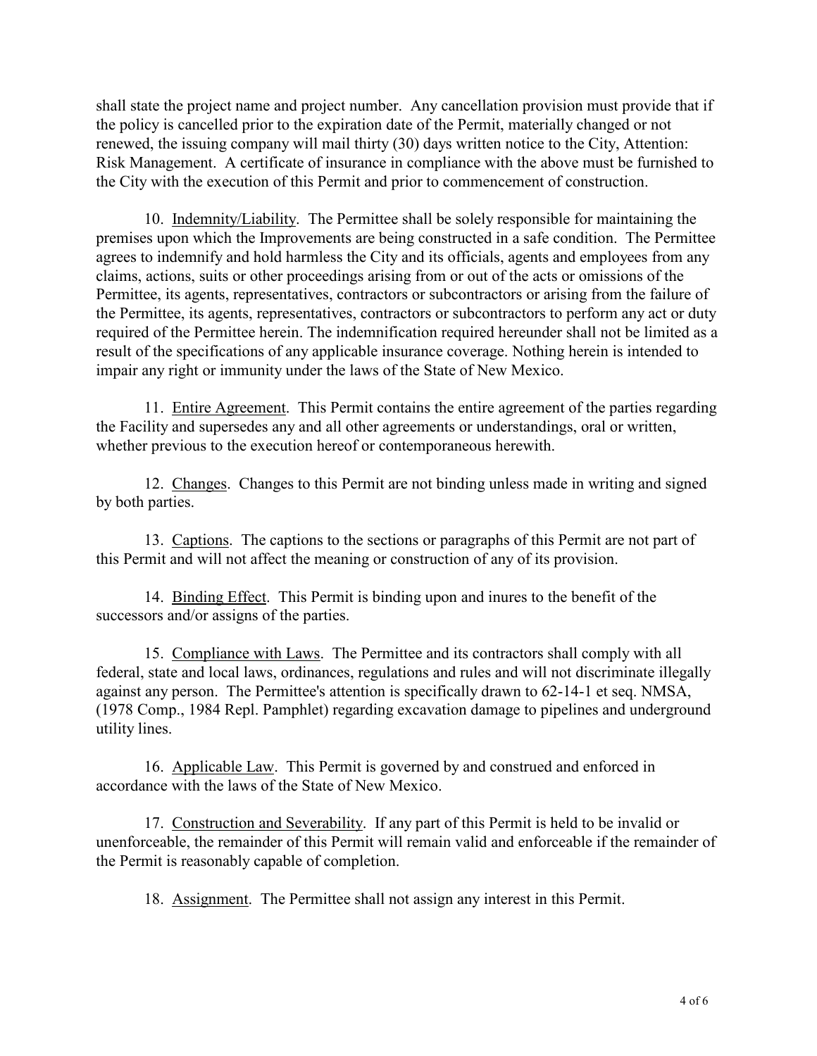shall state the project name and project number. Any cancellation provision must provide that if the policy is cancelled prior to the expiration date of the Permit, materially changed or not renewed, the issuing company will mail thirty (30) days written notice to the City, Attention: Risk Management. A certificate of insurance in compliance with the above must be furnished to the City with the execution of this Permit and prior to commencement of construction.

10. Indemnity/Liability. The Permittee shall be solely responsible for maintaining the premises upon which the Improvements are being constructed in a safe condition. The Permittee agrees to indemnify and hold harmless the City and its officials, agents and employees from any claims, actions, suits or other proceedings arising from or out of the acts or omissions of the Permittee, its agents, representatives, contractors or subcontractors or arising from the failure of the Permittee, its agents, representatives, contractors or subcontractors to perform any act or duty required of the Permittee herein. The indemnification required hereunder shall not be limited as a result of the specifications of any applicable insurance coverage. Nothing herein is intended to impair any right or immunity under the laws of the State of New Mexico.

11. Entire Agreement. This Permit contains the entire agreement of the parties regarding the Facility and supersedes any and all other agreements or understandings, oral or written, whether previous to the execution hereof or contemporaneous herewith.

12. Changes. Changes to this Permit are not binding unless made in writing and signed by both parties.

13. Captions. The captions to the sections or paragraphs of this Permit are not part of this Permit and will not affect the meaning or construction of any of its provision.

14. Binding Effect. This Permit is binding upon and inures to the benefit of the successors and/or assigns of the parties.

15. Compliance with Laws. The Permittee and its contractors shall comply with all federal, state and local laws, ordinances, regulations and rules and will not discriminate illegally against any person. The Permittee's attention is specifically drawn to 62-14-1 et seq. NMSA, (1978 Comp., 1984 Repl. Pamphlet) regarding excavation damage to pipelines and underground utility lines.

16. Applicable Law. This Permit is governed by and construed and enforced in accordance with the laws of the State of New Mexico.

17. Construction and Severability. If any part of this Permit is held to be invalid or unenforceable, the remainder of this Permit will remain valid and enforceable if the remainder of the Permit is reasonably capable of completion.

18. Assignment. The Permittee shall not assign any interest in this Permit.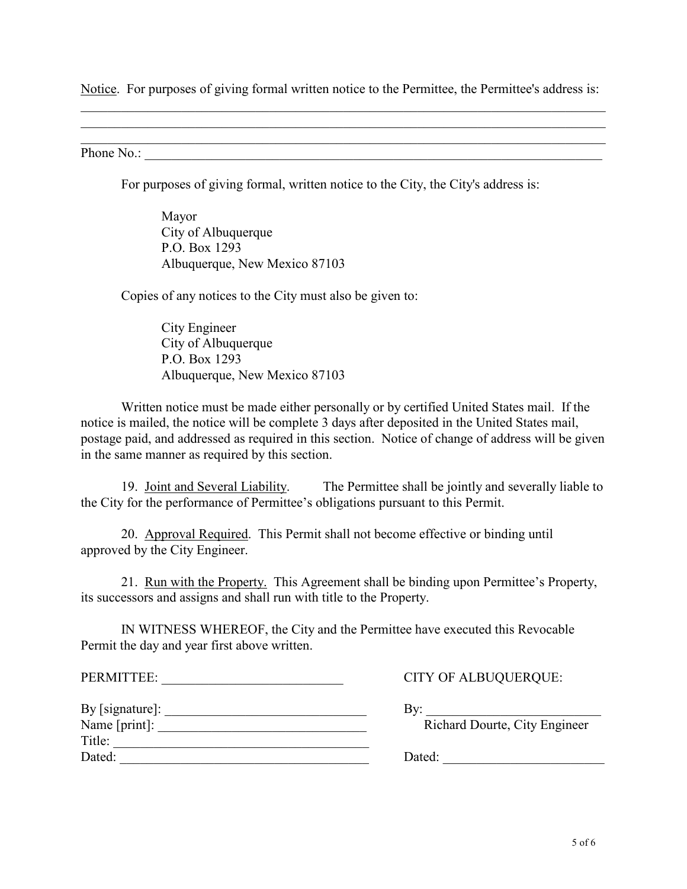Notice. For purposes of giving formal written notice to the Permittee, the Permittee's address is:

_______________________________________________________________________________
_______________________________________________________________________________
_______________________________________________________________________________

Phone No.: _______________________________________________________________________

For purposes of giving formal, written notice to the City, the City's address is:

Mayor  
City of Albuquerque  
P.O. Box 1293  
Albuquerque, New Mexico 87103

Copies of any notices to the City must also be given to:

City Engineer  
City of Albuquerque  
P.O. Box 1293  
Albuquerque, New Mexico 87103

Written notice must be made either personally or by certified United States mail. If the notice is mailed, the notice will be complete 3 days after deposited in the United States mail, postage paid, and addressed as required in this section. Notice of change of address will be given in the same manner as required by this section.

19. Joint and Several Liability. The Permittee shall be jointly and severally liable to the City for the performance of Permittee's obligations pursuant to this Permit.

20. Approval Required. This Permit shall not become effective or binding until approved by the City Engineer.

21. Run with the Property. This Agreement shall be binding upon Permittee's Property, its successors and assigns and shall run with title to the Property.

IN WITNESS WHEREOF, the City and the Permittee have executed this Revocable Permit the day and year first above written.

PERMITTEE: ___________________________

By [signature]: ______________________________  
Name [print]: _______________________________  
Title: ____________________________________  
Dated: ___________________________________

CITY OF ALBUQUERQUE:

By: __________________________  
Richard Dourte, City Engineer

Dated: ________________________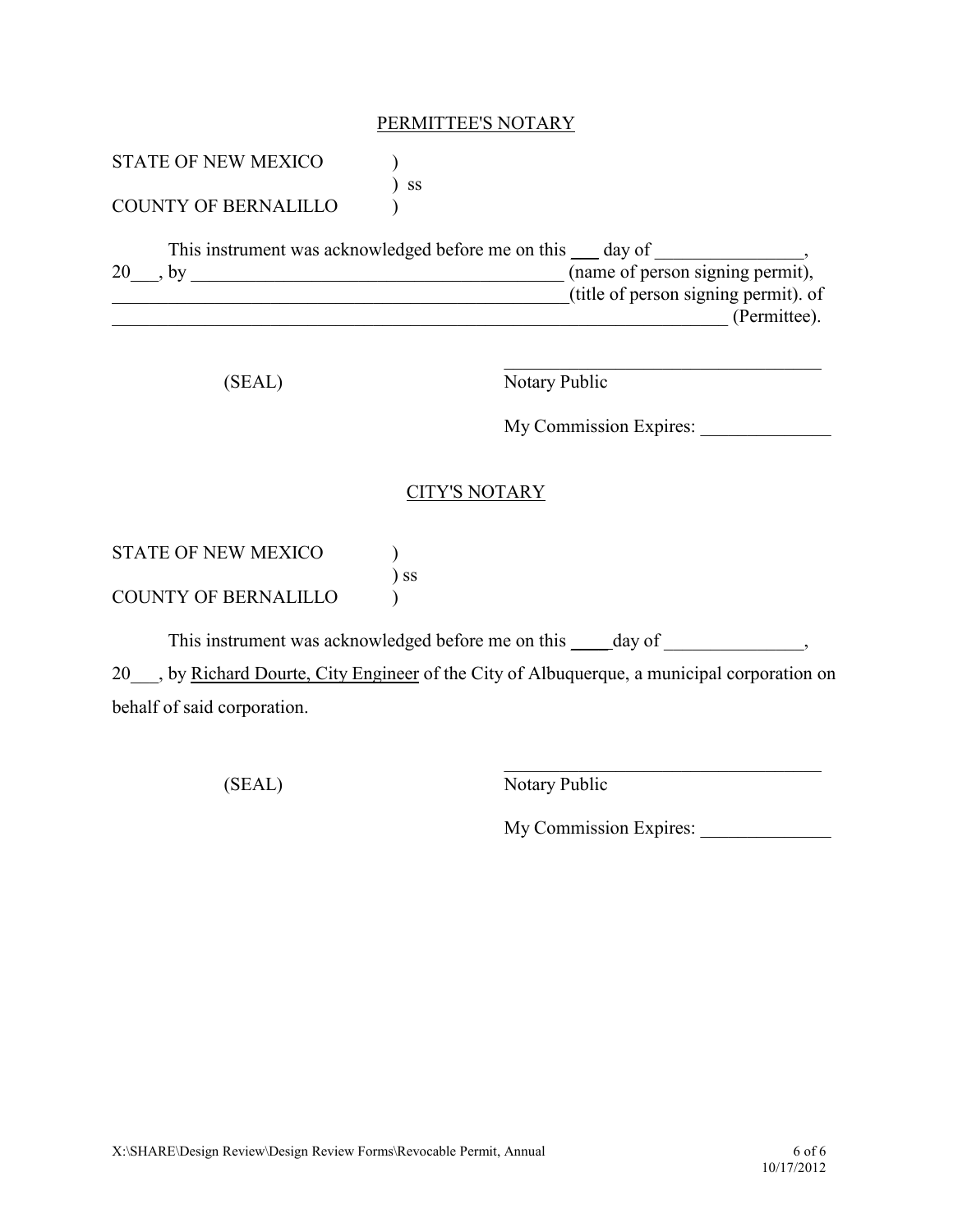PERMITTEE'S NOTARY

STATE OF NEW MEXICO )
) ss
COUNTY OF BERNALILLO )

This instrument was acknowledged before me on this ___ day of ________________, 20___, by ________________________________________ (name of person signing permit), __________________________________________________(title of person signing permit). of ______________________________________________________________________ (Permittee).

(SEAL)

___________________________________
Notary Public

My Commission Expires: ______________

CITY'S NOTARY

STATE OF NEW MEXICO )
) ss
COUNTY OF BERNALILLO )

This instrument was acknowledged before me on this ____day of _______________, 20___, by Richard Dourte, City Engineer of the City of Albuquerque, a municipal corporation on behalf of said corporation.

(SEAL)

___________________________________
Notary Public

My Commission Expires: ______________

X:\SHARE\Design Review\Design Review Forms\Revocable Permit, Annual

10/17/2012